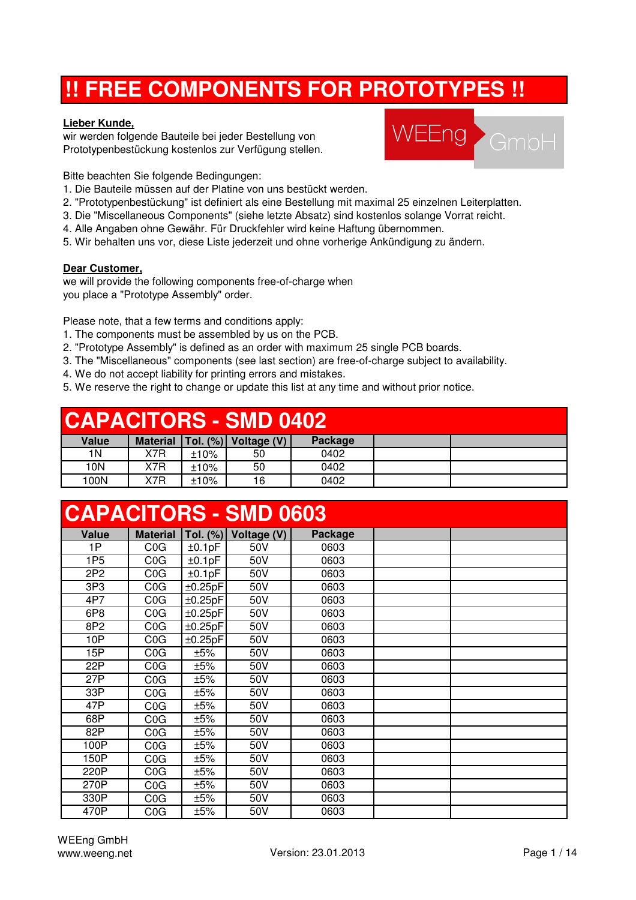# !! FREE COMPONENTS FOR PROTOTYPES !!

**Lieber Kunde,**
wir werden folgende Bauteile bei jeder Bestellung von Prototypenbestückung kostenlos zur Verfügung stellen.

WEEng GmbH

Bitte beachten Sie folgende Bedingungen:
1. Die Bauteile müssen auf der Platine von uns bestückt werden.
2. "Prototypenbestückung" ist definiert als eine Bestellung mit maximal 25 einzelnen Leiterplatten.
3. Die "Miscellaneous Components" (siehe letzte Absatz) sind kostenlos solange Vorrat reicht.
4. Alle Angaben ohne Gewähr. Für Druckfehler wird keine Haftung übernommen.
5. Wir behalten uns vor, diese Liste jederzeit und ohne vorherige Ankündigung zu ändern.

**Dear Customer,**
we will provide the following components free-of-charge when you place a "Prototype Assembly" order.

Please note, that a few terms and conditions apply:
1. The components must be assembled by us on the PCB.
2. "Prototype Assembly" is defined as an order with maximum 25 single PCB boards.
3. The "Miscellaneous" components (see last section) are free-of-charge subject to availability.
4. We do not accept liability for printing errors and mistakes.
5. We reserve the right to change or update this list at any time and without prior notice.

## CAPACITORS - SMD 0402

| Value | Material | Tol. (%) | Voltage (V) | Package | | |
|---|---|---|---|---|---|---|
| 1N | X7R | ±10% | 50 | 0402 | | |
| 10N | X7R | ±10% | 50 | 0402 | | |
| 100N | X7R | ±10% | 16 | 0402 | | |

## CAPACITORS - SMD 0603

| Value | Material | Tol. (%) | Voltage (V) | Package | | |
|---|---|---|---|---|---|---|
| 1P | C0G | ±0.1pF | 50V | 0603 | | |
| 1P5 | C0G | ±0.1pF | 50V | 0603 | | |
| 2P2 | C0G | ±0.1pF | 50V | 0603 | | |
| 3P3 | C0G | ±0.25pF | 50V | 0603 | | |
| 4P7 | C0G | ±0.25pF | 50V | 0603 | | |
| 6P8 | C0G | ±0.25pF | 50V | 0603 | | |
| 8P2 | C0G | ±0.25pF | 50V | 0603 | | |
| 10P | C0G | ±0.25pF | 50V | 0603 | | |
| 15P | C0G | ±5% | 50V | 0603 | | |
| 22P | C0G | ±5% | 50V | 0603 | | |
| 27P | C0G | ±5% | 50V | 0603 | | |
| 33P | C0G | ±5% | 50V | 0603 | | |
| 47P | C0G | ±5% | 50V | 0603 | | |
| 68P | C0G | ±5% | 50V | 0603 | | |
| 82P | C0G | ±5% | 50V | 0603 | | |
| 100P | C0G | ±5% | 50V | 0603 | | |
| 150P | C0G | ±5% | 50V | 0603 | | |
| 220P | C0G | ±5% | 50V | 0603 | | |
| 270P | C0G | ±5% | 50V | 0603 | | |
| 330P | C0G | ±5% | 50V | 0603 | | |
| 470P | C0G | ±5% | 50V | 0603 | | |

WEEng GmbH
www.weeng.net
Version: 23.01.2013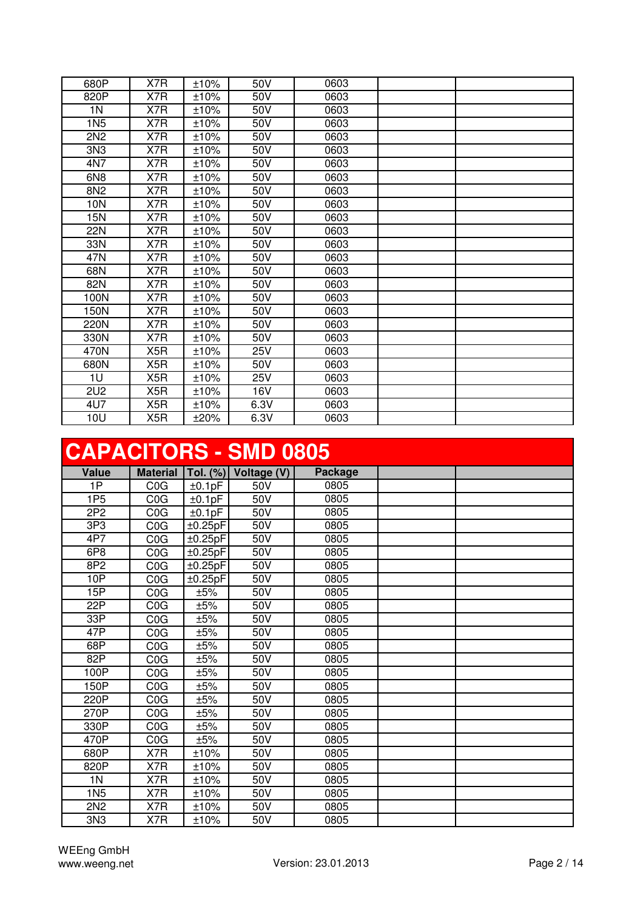| | | | | | | |
|---|---|---|---|---|---|---|
| 680P | X7R | ±10% | 50V | 0603 | | |
| 820P | X7R | ±10% | 50V | 0603 | | |
| 1N | X7R | ±10% | 50V | 0603 | | |
| 1N5 | X7R | ±10% | 50V | 0603 | | |
| 2N2 | X7R | ±10% | 50V | 0603 | | |
| 3N3 | X7R | ±10% | 50V | 0603 | | |
| 4N7 | X7R | ±10% | 50V | 0603 | | |
| 6N8 | X7R | ±10% | 50V | 0603 | | |
| 8N2 | X7R | ±10% | 50V | 0603 | | |
| 10N | X7R | ±10% | 50V | 0603 | | |
| 15N | X7R | ±10% | 50V | 0603 | | |
| 22N | X7R | ±10% | 50V | 0603 | | |
| 33N | X7R | ±10% | 50V | 0603 | | |
| 47N | X7R | ±10% | 50V | 0603 | | |
| 68N | X7R | ±10% | 50V | 0603 | | |
| 82N | X7R | ±10% | 50V | 0603 | | |
| 100N | X7R | ±10% | 50V | 0603 | | |
| 150N | X7R | ±10% | 50V | 0603 | | |
| 220N | X7R | ±10% | 50V | 0603 | | |
| 330N | X7R | ±10% | 50V | 0603 | | |
| 470N | X5R | ±10% | 25V | 0603 | | |
| 680N | X5R | ±10% | 50V | 0603 | | |
| 1U | X5R | ±10% | 25V | 0603 | | |
| 2U2 | X5R | ±10% | 16V | 0603 | | |
| 4U7 | X5R | ±10% | 6.3V | 0603 | | |
| 10U | X5R | ±20% | 6.3V | 0603 | | |

# CAPACITORS - SMD 0805

| Value | Material | Tol. (%) | Voltage (V) | Package | | |
|---|---|---|---|---|---|---|
| 1P | C0G | ±0.1pF | 50V | 0805 | | |
| 1P5 | C0G | ±0.1pF | 50V | 0805 | | |
| 2P2 | C0G | ±0.1pF | 50V | 0805 | | |
| 3P3 | C0G | ±0.25pF | 50V | 0805 | | |
| 4P7 | C0G | ±0.25pF | 50V | 0805 | | |
| 6P8 | C0G | ±0.25pF | 50V | 0805 | | |
| 8P2 | C0G | ±0.25pF | 50V | 0805 | | |
| 10P | C0G | ±0.25pF | 50V | 0805 | | |
| 15P | C0G | ±5% | 50V | 0805 | | |
| 22P | C0G | ±5% | 50V | 0805 | | |
| 33P | C0G | ±5% | 50V | 0805 | | |
| 47P | C0G | ±5% | 50V | 0805 | | |
| 68P | C0G | ±5% | 50V | 0805 | | |
| 82P | C0G | ±5% | 50V | 0805 | | |
| 100P | C0G | ±5% | 50V | 0805 | | |
| 150P | C0G | ±5% | 50V | 0805 | | |
| 220P | C0G | ±5% | 50V | 0805 | | |
| 270P | C0G | ±5% | 50V | 0805 | | |
| 330P | C0G | ±5% | 50V | 0805 | | |
| 470P | C0G | ±5% | 50V | 0805 | | |
| 680P | X7R | ±10% | 50V | 0805 | | |
| 820P | X7R | ±10% | 50V | 0805 | | |
| 1N | X7R | ±10% | 50V | 0805 | | |
| 1N5 | X7R | ±10% | 50V | 0805 | | |
| 2N2 | X7R | ±10% | 50V | 0805 | | |
| 3N3 | X7R | ±10% | 50V | 0805 | | |

WEEng GmbH
www.weeng.net

Version: 23.01.2013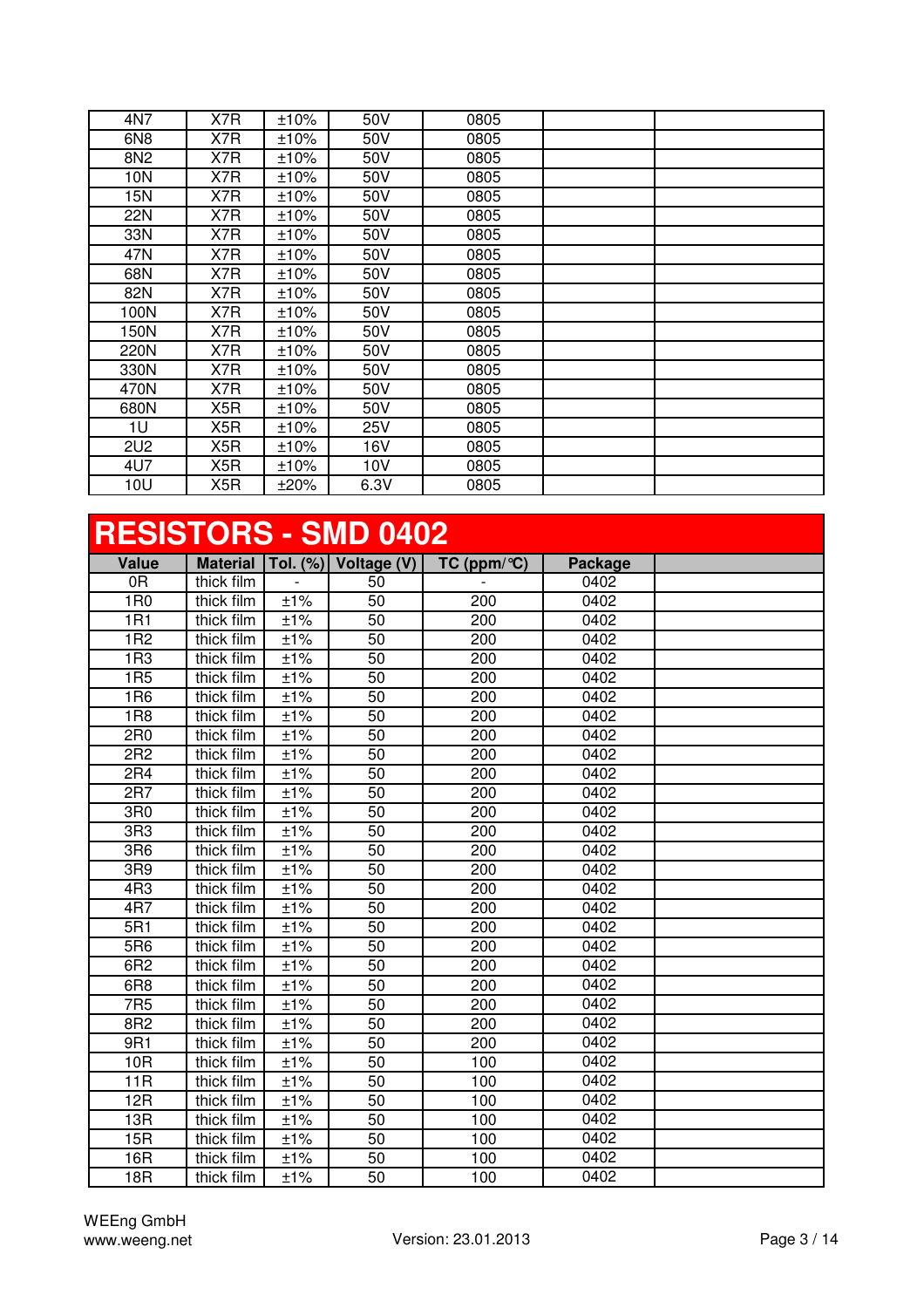| | | | | | | |
|---|---|---|---|---|---|---|
| 4N7 | X7R | ±10% | 50V | 0805 | | |
| 6N8 | X7R | ±10% | 50V | 0805 | | |
| 8N2 | X7R | ±10% | 50V | 0805 | | |
| 10N | X7R | ±10% | 50V | 0805 | | |
| 15N | X7R | ±10% | 50V | 0805 | | |
| 22N | X7R | ±10% | 50V | 0805 | | |
| 33N | X7R | ±10% | 50V | 0805 | | |
| 47N | X7R | ±10% | 50V | 0805 | | |
| 68N | X7R | ±10% | 50V | 0805 | | |
| 82N | X7R | ±10% | 50V | 0805 | | |
| 100N | X7R | ±10% | 50V | 0805 | | |
| 150N | X7R | ±10% | 50V | 0805 | | |
| 220N | X7R | ±10% | 50V | 0805 | | |
| 330N | X7R | ±10% | 50V | 0805 | | |
| 470N | X7R | ±10% | 50V | 0805 | | |
| 680N | X5R | ±10% | 50V | 0805 | | |
| 1U | X5R | ±10% | 25V | 0805 | | |
| 2U2 | X5R | ±10% | 16V | 0805 | | |
| 4U7 | X5R | ±10% | 10V | 0805 | | |
| 10U | X5R | ±20% | 6.3V | 0805 | | |

# RESISTORS - SMD 0402

| Value | Material | Tol. (%) | Voltage (V) | TC (ppm/°C) | Package | |
|---|---|---|---|---|---|---|
| 0R | thick film | - | 50 | - | 0402 | |
| 1R0 | thick film | ±1% | 50 | 200 | 0402 | |
| 1R1 | thick film | ±1% | 50 | 200 | 0402 | |
| 1R2 | thick film | ±1% | 50 | 200 | 0402 | |
| 1R3 | thick film | ±1% | 50 | 200 | 0402 | |
| 1R5 | thick film | ±1% | 50 | 200 | 0402 | |
| 1R6 | thick film | ±1% | 50 | 200 | 0402 | |
| 1R8 | thick film | ±1% | 50 | 200 | 0402 | |
| 2R0 | thick film | ±1% | 50 | 200 | 0402 | |
| 2R2 | thick film | ±1% | 50 | 200 | 0402 | |
| 2R4 | thick film | ±1% | 50 | 200 | 0402 | |
| 2R7 | thick film | ±1% | 50 | 200 | 0402 | |
| 3R0 | thick film | ±1% | 50 | 200 | 0402 | |
| 3R3 | thick film | ±1% | 50 | 200 | 0402 | |
| 3R6 | thick film | ±1% | 50 | 200 | 0402 | |
| 3R9 | thick film | ±1% | 50 | 200 | 0402 | |
| 4R3 | thick film | ±1% | 50 | 200 | 0402 | |
| 4R7 | thick film | ±1% | 50 | 200 | 0402 | |
| 5R1 | thick film | ±1% | 50 | 200 | 0402 | |
| 5R6 | thick film | ±1% | 50 | 200 | 0402 | |
| 6R2 | thick film | ±1% | 50 | 200 | 0402 | |
| 6R8 | thick film | ±1% | 50 | 200 | 0402 | |
| 7R5 | thick film | ±1% | 50 | 200 | 0402 | |
| 8R2 | thick film | ±1% | 50 | 200 | 0402 | |
| 9R1 | thick film | ±1% | 50 | 200 | 0402 | |
| 10R | thick film | ±1% | 50 | 100 | 0402 | |
| 11R | thick film | ±1% | 50 | 100 | 0402 | |
| 12R | thick film | ±1% | 50 | 100 | 0402 | |
| 13R | thick film | ±1% | 50 | 100 | 0402 | |
| 15R | thick film | ±1% | 50 | 100 | 0402 | |
| 16R | thick film | ±1% | 50 | 100 | 0402 | |
| 18R | thick film | ±1% | 50 | 100 | 0402 | |

WEEng GmbH
www.weeng.net
Version: 23.01.2013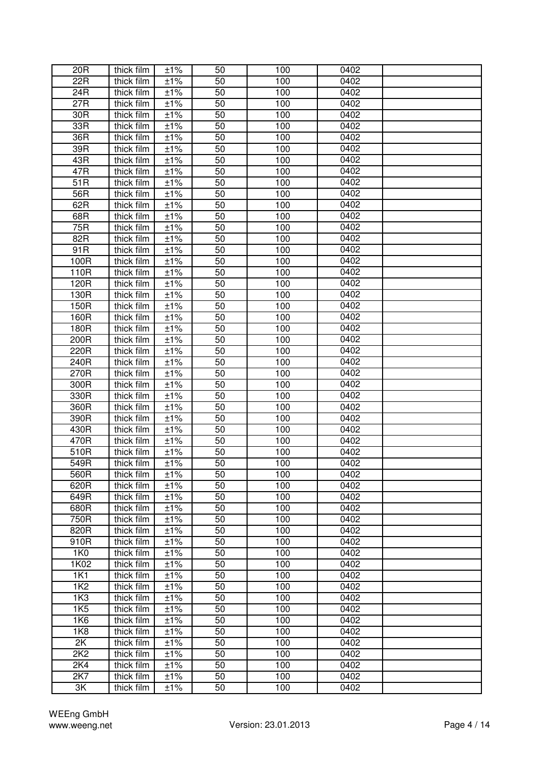| 20R | thick film | ±1% | 50 | 100 | 0402 | |
|---|---|---|---|---|---|---|
| 22R | thick film | ±1% | 50 | 100 | 0402 | |
| 24R | thick film | ±1% | 50 | 100 | 0402 | |
| 27R | thick film | ±1% | 50 | 100 | 0402 | |
| 30R | thick film | ±1% | 50 | 100 | 0402 | |
| 33R | thick film | ±1% | 50 | 100 | 0402 | |
| 36R | thick film | ±1% | 50 | 100 | 0402 | |
| 39R | thick film | ±1% | 50 | 100 | 0402 | |
| 43R | thick film | ±1% | 50 | 100 | 0402 | |
| 47R | thick film | ±1% | 50 | 100 | 0402 | |
| 51R | thick film | ±1% | 50 | 100 | 0402 | |
| 56R | thick film | ±1% | 50 | 100 | 0402 | |
| 62R | thick film | ±1% | 50 | 100 | 0402 | |
| 68R | thick film | ±1% | 50 | 100 | 0402 | |
| 75R | thick film | ±1% | 50 | 100 | 0402 | |
| 82R | thick film | ±1% | 50 | 100 | 0402 | |
| 91R | thick film | ±1% | 50 | 100 | 0402 | |
| 100R | thick film | ±1% | 50 | 100 | 0402 | |
| 110R | thick film | ±1% | 50 | 100 | 0402 | |
| 120R | thick film | ±1% | 50 | 100 | 0402 | |
| 130R | thick film | ±1% | 50 | 100 | 0402 | |
| 150R | thick film | ±1% | 50 | 100 | 0402 | |
| 160R | thick film | ±1% | 50 | 100 | 0402 | |
| 180R | thick film | ±1% | 50 | 100 | 0402 | |
| 200R | thick film | ±1% | 50 | 100 | 0402 | |
| 220R | thick film | ±1% | 50 | 100 | 0402 | |
| 240R | thick film | ±1% | 50 | 100 | 0402 | |
| 270R | thick film | ±1% | 50 | 100 | 0402 | |
| 300R | thick film | ±1% | 50 | 100 | 0402 | |
| 330R | thick film | ±1% | 50 | 100 | 0402 | |
| 360R | thick film | ±1% | 50 | 100 | 0402 | |
| 390R | thick film | ±1% | 50 | 100 | 0402 | |
| 430R | thick film | ±1% | 50 | 100 | 0402 | |
| 470R | thick film | ±1% | 50 | 100 | 0402 | |
| 510R | thick film | ±1% | 50 | 100 | 0402 | |
| 549R | thick film | ±1% | 50 | 100 | 0402 | |
| 560R | thick film | ±1% | 50 | 100 | 0402 | |
| 620R | thick film | ±1% | 50 | 100 | 0402 | |
| 649R | thick film | ±1% | 50 | 100 | 0402 | |
| 680R | thick film | ±1% | 50 | 100 | 0402 | |
| 750R | thick film | ±1% | 50 | 100 | 0402 | |
| 820R | thick film | ±1% | 50 | 100 | 0402 | |
| 910R | thick film | ±1% | 50 | 100 | 0402 | |
| 1K0 | thick film | ±1% | 50 | 100 | 0402 | |
| 1K02 | thick film | ±1% | 50 | 100 | 0402 | |
| 1K1 | thick film | ±1% | 50 | 100 | 0402 | |
| 1K2 | thick film | ±1% | 50 | 100 | 0402 | |
| 1K3 | thick film | ±1% | 50 | 100 | 0402 | |
| 1K5 | thick film | ±1% | 50 | 100 | 0402 | |
| 1K6 | thick film | ±1% | 50 | 100 | 0402 | |
| 1K8 | thick film | ±1% | 50 | 100 | 0402 | |
| 2K | thick film | ±1% | 50 | 100 | 0402 | |
| 2K2 | thick film | ±1% | 50 | 100 | 0402 | |
| 2K4 | thick film | ±1% | 50 | 100 | 0402 | |
| 2K7 | thick film | ±1% | 50 | 100 | 0402 | |
| 3K | thick film | ±1% | 50 | 100 | 0402 | |

WEEng GmbH
www.weeng.net
Version: 23.01.2013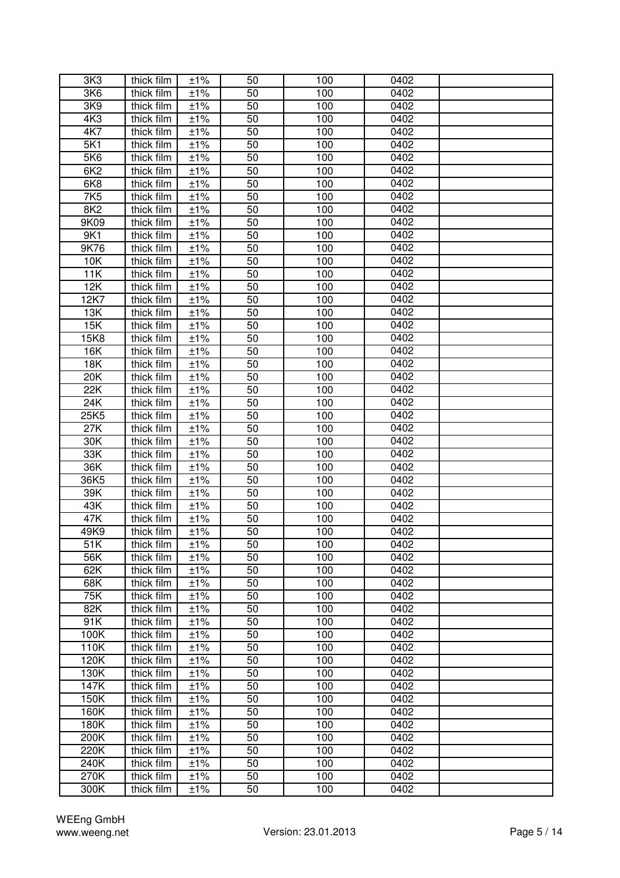| | | | | | | |
|---|---|---|---|---|---|---|
| 3K3 | thick film | ±1% | 50 | 100 | 0402 | |
| 3K6 | thick film | ±1% | 50 | 100 | 0402 | |
| 3K9 | thick film | ±1% | 50 | 100 | 0402 | |
| 4K3 | thick film | ±1% | 50 | 100 | 0402 | |
| 4K7 | thick film | ±1% | 50 | 100 | 0402 | |
| 5K1 | thick film | ±1% | 50 | 100 | 0402 | |
| 5K6 | thick film | ±1% | 50 | 100 | 0402 | |
| 6K2 | thick film | ±1% | 50 | 100 | 0402 | |
| 6K8 | thick film | ±1% | 50 | 100 | 0402 | |
| 7K5 | thick film | ±1% | 50 | 100 | 0402 | |
| 8K2 | thick film | ±1% | 50 | 100 | 0402 | |
| 9K09 | thick film | ±1% | 50 | 100 | 0402 | |
| 9K1 | thick film | ±1% | 50 | 100 | 0402 | |
| 9K76 | thick film | ±1% | 50 | 100 | 0402 | |
| 10K | thick film | ±1% | 50 | 100 | 0402 | |
| 11K | thick film | ±1% | 50 | 100 | 0402 | |
| 12K | thick film | ±1% | 50 | 100 | 0402 | |
| 12K7 | thick film | ±1% | 50 | 100 | 0402 | |
| 13K | thick film | ±1% | 50 | 100 | 0402 | |
| 15K | thick film | ±1% | 50 | 100 | 0402 | |
| 15K8 | thick film | ±1% | 50 | 100 | 0402 | |
| 16K | thick film | ±1% | 50 | 100 | 0402 | |
| 18K | thick film | ±1% | 50 | 100 | 0402 | |
| 20K | thick film | ±1% | 50 | 100 | 0402 | |
| 22K | thick film | ±1% | 50 | 100 | 0402 | |
| 24K | thick film | ±1% | 50 | 100 | 0402 | |
| 25K5 | thick film | ±1% | 50 | 100 | 0402 | |
| 27K | thick film | ±1% | 50 | 100 | 0402 | |
| 30K | thick film | ±1% | 50 | 100 | 0402 | |
| 33K | thick film | ±1% | 50 | 100 | 0402 | |
| 36K | thick film | ±1% | 50 | 100 | 0402 | |
| 36K5 | thick film | ±1% | 50 | 100 | 0402 | |
| 39K | thick film | ±1% | 50 | 100 | 0402 | |
| 43K | thick film | ±1% | 50 | 100 | 0402 | |
| 47K | thick film | ±1% | 50 | 100 | 0402 | |
| 49K9 | thick film | ±1% | 50 | 100 | 0402 | |
| 51K | thick film | ±1% | 50 | 100 | 0402 | |
| 56K | thick film | ±1% | 50 | 100 | 0402 | |
| 62K | thick film | ±1% | 50 | 100 | 0402 | |
| 68K | thick film | ±1% | 50 | 100 | 0402 | |
| 75K | thick film | ±1% | 50 | 100 | 0402 | |
| 82K | thick film | ±1% | 50 | 100 | 0402 | |
| 91K | thick film | ±1% | 50 | 100 | 0402 | |
| 100K | thick film | ±1% | 50 | 100 | 0402 | |
| 110K | thick film | ±1% | 50 | 100 | 0402 | |
| 120K | thick film | ±1% | 50 | 100 | 0402 | |
| 130K | thick film | ±1% | 50 | 100 | 0402 | |
| 147K | thick film | ±1% | 50 | 100 | 0402 | |
| 150K | thick film | ±1% | 50 | 100 | 0402 | |
| 160K | thick film | ±1% | 50 | 100 | 0402 | |
| 180K | thick film | ±1% | 50 | 100 | 0402 | |
| 200K | thick film | ±1% | 50 | 100 | 0402 | |
| 220K | thick film | ±1% | 50 | 100 | 0402 | |
| 240K | thick film | ±1% | 50 | 100 | 0402 | |
| 270K | thick film | ±1% | 50 | 100 | 0402 | |
| 300K | thick film | ±1% | 50 | 100 | 0402 | |

WEEng GmbH
www.weeng.net

Version: 23.01.2013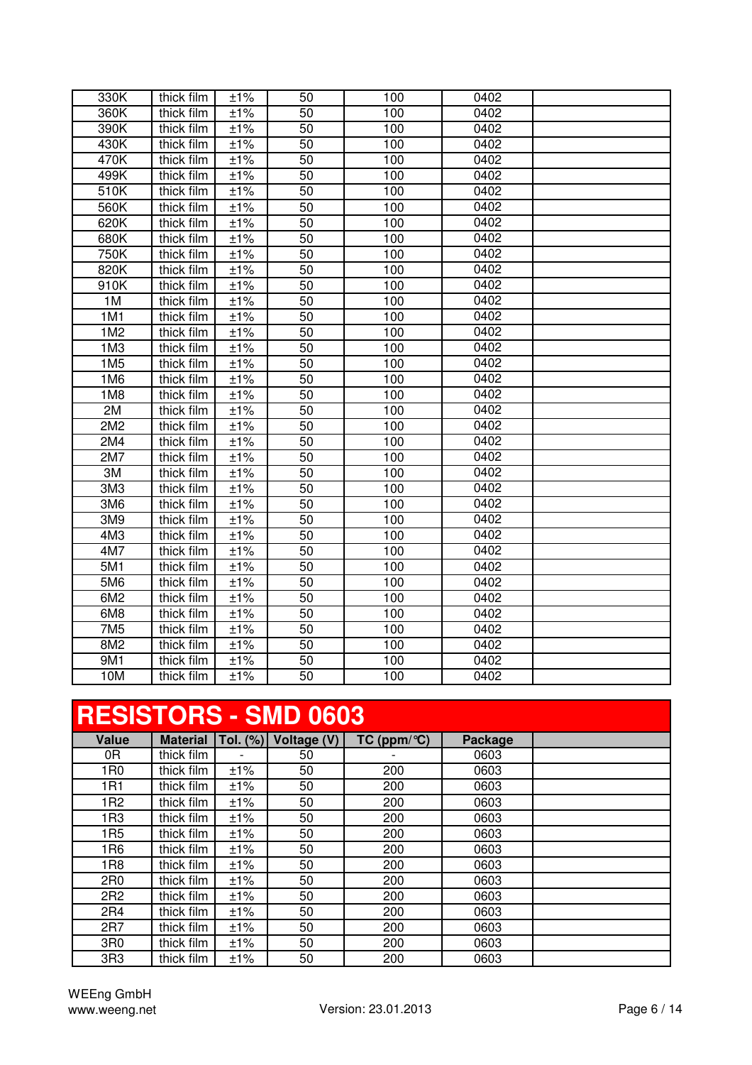| | | | | | | |
|---|---|---|---|---|---|---|
| 330K | thick film | ±1% | 50 | 100 | 0402 | |
| 360K | thick film | ±1% | 50 | 100 | 0402 | |
| 390K | thick film | ±1% | 50 | 100 | 0402 | |
| 430K | thick film | ±1% | 50 | 100 | 0402 | |
| 470K | thick film | ±1% | 50 | 100 | 0402 | |
| 499K | thick film | ±1% | 50 | 100 | 0402 | |
| 510K | thick film | ±1% | 50 | 100 | 0402 | |
| 560K | thick film | ±1% | 50 | 100 | 0402 | |
| 620K | thick film | ±1% | 50 | 100 | 0402 | |
| 680K | thick film | ±1% | 50 | 100 | 0402 | |
| 750K | thick film | ±1% | 50 | 100 | 0402 | |
| 820K | thick film | ±1% | 50 | 100 | 0402 | |
| 910K | thick film | ±1% | 50 | 100 | 0402 | |
| 1M | thick film | ±1% | 50 | 100 | 0402 | |
| 1M1 | thick film | ±1% | 50 | 100 | 0402 | |
| 1M2 | thick film | ±1% | 50 | 100 | 0402 | |
| 1M3 | thick film | ±1% | 50 | 100 | 0402 | |
| 1M5 | thick film | ±1% | 50 | 100 | 0402 | |
| 1M6 | thick film | ±1% | 50 | 100 | 0402 | |
| 1M8 | thick film | ±1% | 50 | 100 | 0402 | |
| 2M | thick film | ±1% | 50 | 100 | 0402 | |
| 2M2 | thick film | ±1% | 50 | 100 | 0402 | |
| 2M4 | thick film | ±1% | 50 | 100 | 0402 | |
| 2M7 | thick film | ±1% | 50 | 100 | 0402 | |
| 3M | thick film | ±1% | 50 | 100 | 0402 | |
| 3M3 | thick film | ±1% | 50 | 100 | 0402 | |
| 3M6 | thick film | ±1% | 50 | 100 | 0402 | |
| 3M9 | thick film | ±1% | 50 | 100 | 0402 | |
| 4M3 | thick film | ±1% | 50 | 100 | 0402 | |
| 4M7 | thick film | ±1% | 50 | 100 | 0402 | |
| 5M1 | thick film | ±1% | 50 | 100 | 0402 | |
| 5M6 | thick film | ±1% | 50 | 100 | 0402 | |
| 6M2 | thick film | ±1% | 50 | 100 | 0402 | |
| 6M8 | thick film | ±1% | 50 | 100 | 0402 | |
| 7M5 | thick film | ±1% | 50 | 100 | 0402 | |
| 8M2 | thick film | ±1% | 50 | 100 | 0402 | |
| 9M1 | thick film | ±1% | 50 | 100 | 0402 | |
| 10M | thick film | ±1% | 50 | 100 | 0402 | |

# RESISTORS - SMD 0603

| Value | Material | Tol. (%) | Voltage (V) | TC (ppm/°C) | Package | |
|---|---|---|---|---|---|---|
| 0R | thick film | - | 50 | - | 0603 | |
| 1R0 | thick film | ±1% | 50 | 200 | 0603 | |
| 1R1 | thick film | ±1% | 50 | 200 | 0603 | |
| 1R2 | thick film | ±1% | 50 | 200 | 0603 | |
| 1R3 | thick film | ±1% | 50 | 200 | 0603 | |
| 1R5 | thick film | ±1% | 50 | 200 | 0603 | |
| 1R6 | thick film | ±1% | 50 | 200 | 0603 | |
| 1R8 | thick film | ±1% | 50 | 200 | 0603 | |
| 2R0 | thick film | ±1% | 50 | 200 | 0603 | |
| 2R2 | thick film | ±1% | 50 | 200 | 0603 | |
| 2R4 | thick film | ±1% | 50 | 200 | 0603 | |
| 2R7 | thick film | ±1% | 50 | 200 | 0603 | |
| 3R0 | thick film | ±1% | 50 | 200 | 0603 | |
| 3R3 | thick film | ±1% | 50 | 200 | 0603 | |

WEEng GmbH
www.weeng.net

Version: 23.01.2013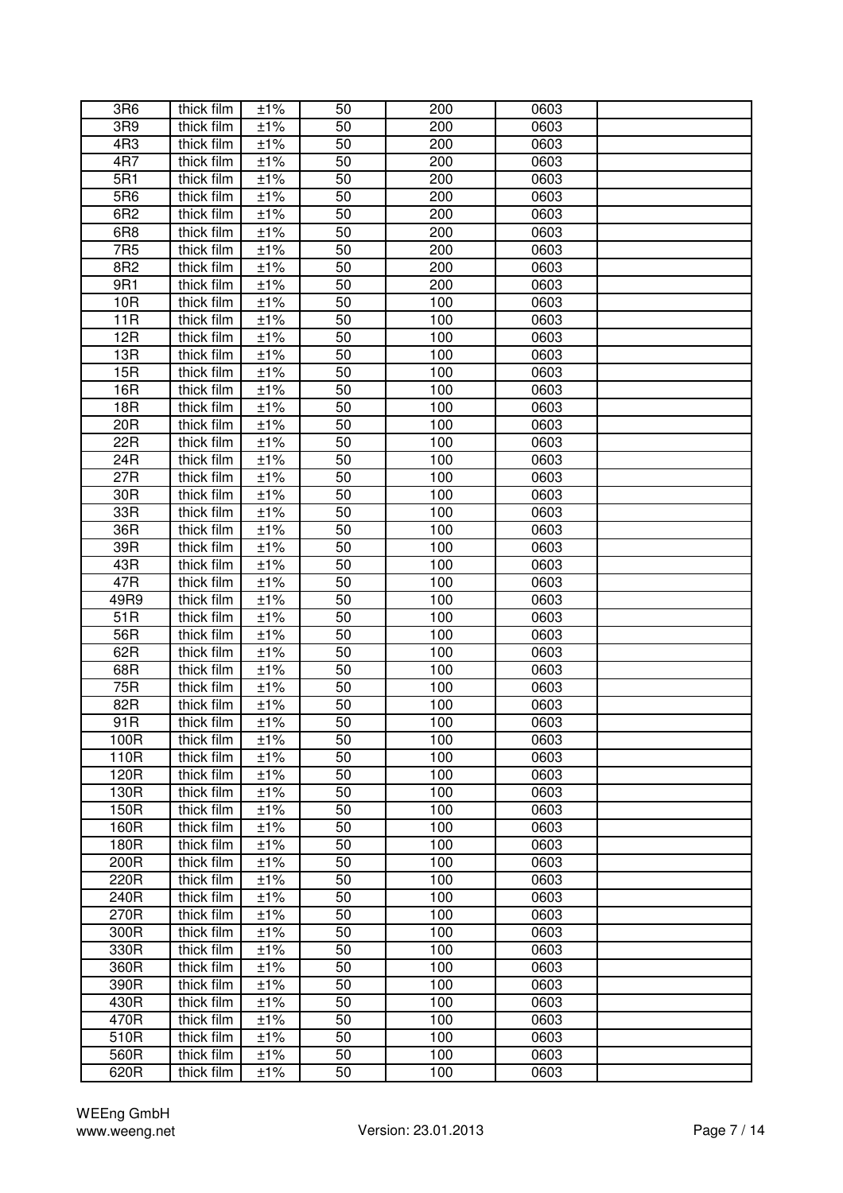| | | | | | | |
|---|---|---|---|---|---|---|
| 3R6 | thick film | ±1% | 50 | 200 | 0603 | |
| 3R9 | thick film | ±1% | 50 | 200 | 0603 | |
| 4R3 | thick film | ±1% | 50 | 200 | 0603 | |
| 4R7 | thick film | ±1% | 50 | 200 | 0603 | |
| 5R1 | thick film | ±1% | 50 | 200 | 0603 | |
| 5R6 | thick film | ±1% | 50 | 200 | 0603 | |
| 6R2 | thick film | ±1% | 50 | 200 | 0603 | |
| 6R8 | thick film | ±1% | 50 | 200 | 0603 | |
| 7R5 | thick film | ±1% | 50 | 200 | 0603 | |
| 8R2 | thick film | ±1% | 50 | 200 | 0603 | |
| 9R1 | thick film | ±1% | 50 | 200 | 0603 | |
| 10R | thick film | ±1% | 50 | 100 | 0603 | |
| 11R | thick film | ±1% | 50 | 100 | 0603 | |
| 12R | thick film | ±1% | 50 | 100 | 0603 | |
| 13R | thick film | ±1% | 50 | 100 | 0603 | |
| 15R | thick film | ±1% | 50 | 100 | 0603 | |
| 16R | thick film | ±1% | 50 | 100 | 0603 | |
| 18R | thick film | ±1% | 50 | 100 | 0603 | |
| 20R | thick film | ±1% | 50 | 100 | 0603 | |
| 22R | thick film | ±1% | 50 | 100 | 0603 | |
| 24R | thick film | ±1% | 50 | 100 | 0603 | |
| 27R | thick film | ±1% | 50 | 100 | 0603 | |
| 30R | thick film | ±1% | 50 | 100 | 0603 | |
| 33R | thick film | ±1% | 50 | 100 | 0603 | |
| 36R | thick film | ±1% | 50 | 100 | 0603 | |
| 39R | thick film | ±1% | 50 | 100 | 0603 | |
| 43R | thick film | ±1% | 50 | 100 | 0603 | |
| 47R | thick film | ±1% | 50 | 100 | 0603 | |
| 49R9 | thick film | ±1% | 50 | 100 | 0603 | |
| 51R | thick film | ±1% | 50 | 100 | 0603 | |
| 56R | thick film | ±1% | 50 | 100 | 0603 | |
| 62R | thick film | ±1% | 50 | 100 | 0603 | |
| 68R | thick film | ±1% | 50 | 100 | 0603 | |
| 75R | thick film | ±1% | 50 | 100 | 0603 | |
| 82R | thick film | ±1% | 50 | 100 | 0603 | |
| 91R | thick film | ±1% | 50 | 100 | 0603 | |
| 100R | thick film | ±1% | 50 | 100 | 0603 | |
| 110R | thick film | ±1% | 50 | 100 | 0603 | |
| 120R | thick film | ±1% | 50 | 100 | 0603 | |
| 130R | thick film | ±1% | 50 | 100 | 0603 | |
| 150R | thick film | ±1% | 50 | 100 | 0603 | |
| 160R | thick film | ±1% | 50 | 100 | 0603 | |
| 180R | thick film | ±1% | 50 | 100 | 0603 | |
| 200R | thick film | ±1% | 50 | 100 | 0603 | |
| 220R | thick film | ±1% | 50 | 100 | 0603 | |
| 240R | thick film | ±1% | 50 | 100 | 0603 | |
| 270R | thick film | ±1% | 50 | 100 | 0603 | |
| 300R | thick film | ±1% | 50 | 100 | 0603 | |
| 330R | thick film | ±1% | 50 | 100 | 0603 | |
| 360R | thick film | ±1% | 50 | 100 | 0603 | |
| 390R | thick film | ±1% | 50 | 100 | 0603 | |
| 430R | thick film | ±1% | 50 | 100 | 0603 | |
| 470R | thick film | ±1% | 50 | 100 | 0603 | |
| 510R | thick film | ±1% | 50 | 100 | 0603 | |
| 560R | thick film | ±1% | 50 | 100 | 0603 | |
| 620R | thick film | ±1% | 50 | 100 | 0603 | |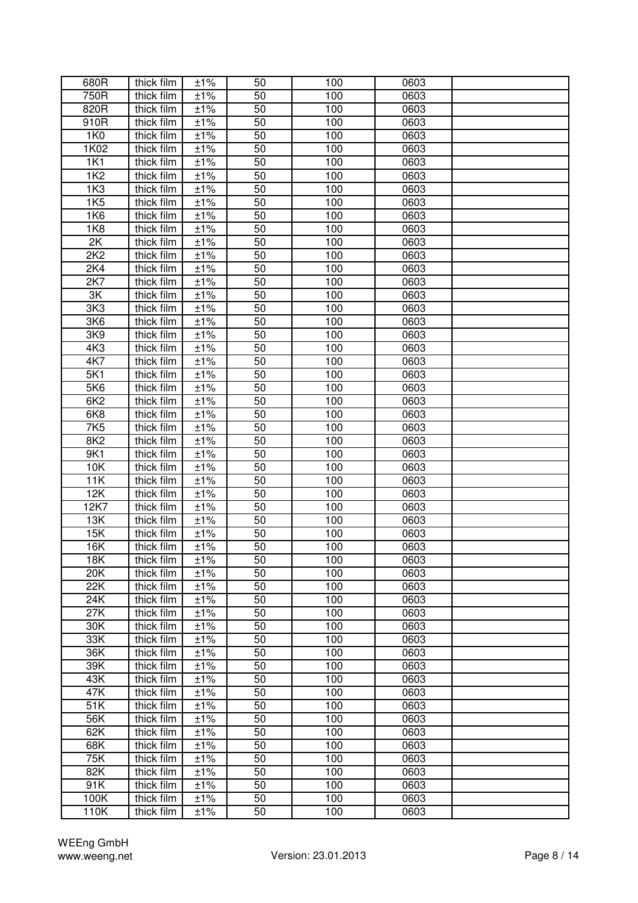| 680R | thick film | ±1% | 50 | 100 | 0603 | |
|---|---|---|---|---|---|---|
| 750R | thick film | ±1% | 50 | 100 | 0603 | |
| 820R | thick film | ±1% | 50 | 100 | 0603 | |
| 910R | thick film | ±1% | 50 | 100 | 0603 | |
| 1K0 | thick film | ±1% | 50 | 100 | 0603 | |
| 1K02 | thick film | ±1% | 50 | 100 | 0603 | |
| 1K1 | thick film | ±1% | 50 | 100 | 0603 | |
| 1K2 | thick film | ±1% | 50 | 100 | 0603 | |
| 1K3 | thick film | ±1% | 50 | 100 | 0603 | |
| 1K5 | thick film | ±1% | 50 | 100 | 0603 | |
| 1K6 | thick film | ±1% | 50 | 100 | 0603 | |
| 1K8 | thick film | ±1% | 50 | 100 | 0603 | |
| 2K | thick film | ±1% | 50 | 100 | 0603 | |
| 2K2 | thick film | ±1% | 50 | 100 | 0603 | |
| 2K4 | thick film | ±1% | 50 | 100 | 0603 | |
| 2K7 | thick film | ±1% | 50 | 100 | 0603 | |
| 3K | thick film | ±1% | 50 | 100 | 0603 | |
| 3K3 | thick film | ±1% | 50 | 100 | 0603 | |
| 3K6 | thick film | ±1% | 50 | 100 | 0603 | |
| 3K9 | thick film | ±1% | 50 | 100 | 0603 | |
| 4K3 | thick film | ±1% | 50 | 100 | 0603 | |
| 4K7 | thick film | ±1% | 50 | 100 | 0603 | |
| 5K1 | thick film | ±1% | 50 | 100 | 0603 | |
| 5K6 | thick film | ±1% | 50 | 100 | 0603 | |
| 6K2 | thick film | ±1% | 50 | 100 | 0603 | |
| 6K8 | thick film | ±1% | 50 | 100 | 0603 | |
| 7K5 | thick film | ±1% | 50 | 100 | 0603 | |
| 8K2 | thick film | ±1% | 50 | 100 | 0603 | |
| 9K1 | thick film | ±1% | 50 | 100 | 0603 | |
| 10K | thick film | ±1% | 50 | 100 | 0603 | |
| 11K | thick film | ±1% | 50 | 100 | 0603 | |
| 12K | thick film | ±1% | 50 | 100 | 0603 | |
| 12K7 | thick film | ±1% | 50 | 100 | 0603 | |
| 13K | thick film | ±1% | 50 | 100 | 0603 | |
| 15K | thick film | ±1% | 50 | 100 | 0603 | |
| 16K | thick film | ±1% | 50 | 100 | 0603 | |
| 18K | thick film | ±1% | 50 | 100 | 0603 | |
| 20K | thick film | ±1% | 50 | 100 | 0603 | |
| 22K | thick film | ±1% | 50 | 100 | 0603 | |
| 24K | thick film | ±1% | 50 | 100 | 0603 | |
| 27K | thick film | ±1% | 50 | 100 | 0603 | |
| 30K | thick film | ±1% | 50 | 100 | 0603 | |
| 33K | thick film | ±1% | 50 | 100 | 0603 | |
| 36K | thick film | ±1% | 50 | 100 | 0603 | |
| 39K | thick film | ±1% | 50 | 100 | 0603 | |
| 43K | thick film | ±1% | 50 | 100 | 0603 | |
| 47K | thick film | ±1% | 50 | 100 | 0603 | |
| 51K | thick film | ±1% | 50 | 100 | 0603 | |
| 56K | thick film | ±1% | 50 | 100 | 0603 | |
| 62K | thick film | ±1% | 50 | 100 | 0603 | |
| 68K | thick film | ±1% | 50 | 100 | 0603 | |
| 75K | thick film | ±1% | 50 | 100 | 0603 | |
| 82K | thick film | ±1% | 50 | 100 | 0603 | |
| 91K | thick film | ±1% | 50 | 100 | 0603 | |
| 100K | thick film | ±1% | 50 | 100 | 0603 | |
| 110K | thick film | ±1% | 50 | 100 | 0603 | |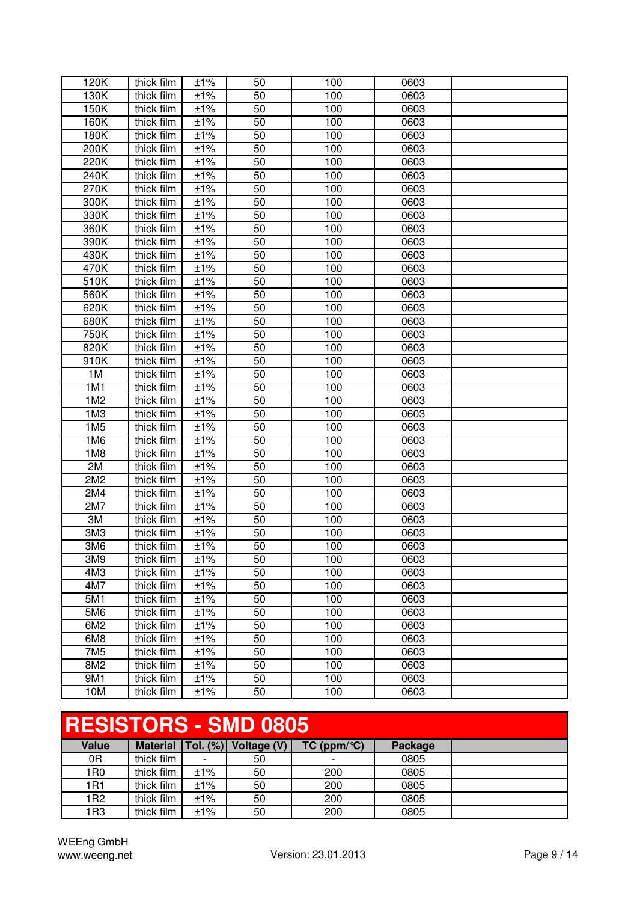| | | | | | | |
|---|---|---|---|---|---|---|
| 120K | thick film | ±1% | 50 | 100 | 0603 | |
| 130K | thick film | ±1% | 50 | 100 | 0603 | |
| 150K | thick film | ±1% | 50 | 100 | 0603 | |
| 160K | thick film | ±1% | 50 | 100 | 0603 | |
| 180K | thick film | ±1% | 50 | 100 | 0603 | |
| 200K | thick film | ±1% | 50 | 100 | 0603 | |
| 220K | thick film | ±1% | 50 | 100 | 0603 | |
| 240K | thick film | ±1% | 50 | 100 | 0603 | |
| 270K | thick film | ±1% | 50 | 100 | 0603 | |
| 300K | thick film | ±1% | 50 | 100 | 0603 | |
| 330K | thick film | ±1% | 50 | 100 | 0603 | |
| 360K | thick film | ±1% | 50 | 100 | 0603 | |
| 390K | thick film | ±1% | 50 | 100 | 0603 | |
| 430K | thick film | ±1% | 50 | 100 | 0603 | |
| 470K | thick film | ±1% | 50 | 100 | 0603 | |
| 510K | thick film | ±1% | 50 | 100 | 0603 | |
| 560K | thick film | ±1% | 50 | 100 | 0603 | |
| 620K | thick film | ±1% | 50 | 100 | 0603 | |
| 680K | thick film | ±1% | 50 | 100 | 0603 | |
| 750K | thick film | ±1% | 50 | 100 | 0603 | |
| 820K | thick film | ±1% | 50 | 100 | 0603 | |
| 910K | thick film | ±1% | 50 | 100 | 0603 | |
| 1M | thick film | ±1% | 50 | 100 | 0603 | |
| 1M1 | thick film | ±1% | 50 | 100 | 0603 | |
| 1M2 | thick film | ±1% | 50 | 100 | 0603 | |
| 1M3 | thick film | ±1% | 50 | 100 | 0603 | |
| 1M5 | thick film | ±1% | 50 | 100 | 0603 | |
| 1M6 | thick film | ±1% | 50 | 100 | 0603 | |
| 1M8 | thick film | ±1% | 50 | 100 | 0603 | |
| 2M | thick film | ±1% | 50 | 100 | 0603 | |
| 2M2 | thick film | ±1% | 50 | 100 | 0603 | |
| 2M4 | thick film | ±1% | 50 | 100 | 0603 | |
| 2M7 | thick film | ±1% | 50 | 100 | 0603 | |
| 3M | thick film | ±1% | 50 | 100 | 0603 | |
| 3M3 | thick film | ±1% | 50 | 100 | 0603 | |
| 3M6 | thick film | ±1% | 50 | 100 | 0603 | |
| 3M9 | thick film | ±1% | 50 | 100 | 0603 | |
| 4M3 | thick film | ±1% | 50 | 100 | 0603 | |
| 4M7 | thick film | ±1% | 50 | 100 | 0603 | |
| 5M1 | thick film | ±1% | 50 | 100 | 0603 | |
| 5M6 | thick film | ±1% | 50 | 100 | 0603 | |
| 6M2 | thick film | ±1% | 50 | 100 | 0603 | |
| 6M8 | thick film | ±1% | 50 | 100 | 0603 | |
| 7M5 | thick film | ±1% | 50 | 100 | 0603 | |
| 8M2 | thick film | ±1% | 50 | 100 | 0603 | |
| 9M1 | thick film | ±1% | 50 | 100 | 0603 | |
| 10M | thick film | ±1% | 50 | 100 | 0603 | |

## RESISTORS - SMD 0805

| Value | Material | Tol. (%) | Voltage (V) | TC (ppm/°C) | Package | |
|---|---|---|---|---|---|---|
| 0R | thick film | - | 50 | - | 0805 | |
| 1R0 | thick film | ±1% | 50 | 200 | 0805 | |
| 1R1 | thick film | ±1% | 50 | 200 | 0805 | |
| 1R2 | thick film | ±1% | 50 | 200 | 0805 | |
| 1R3 | thick film | ±1% | 50 | 200 | 0805 | |

WEEng GmbH
www.weeng.net

Version: 23.01.2013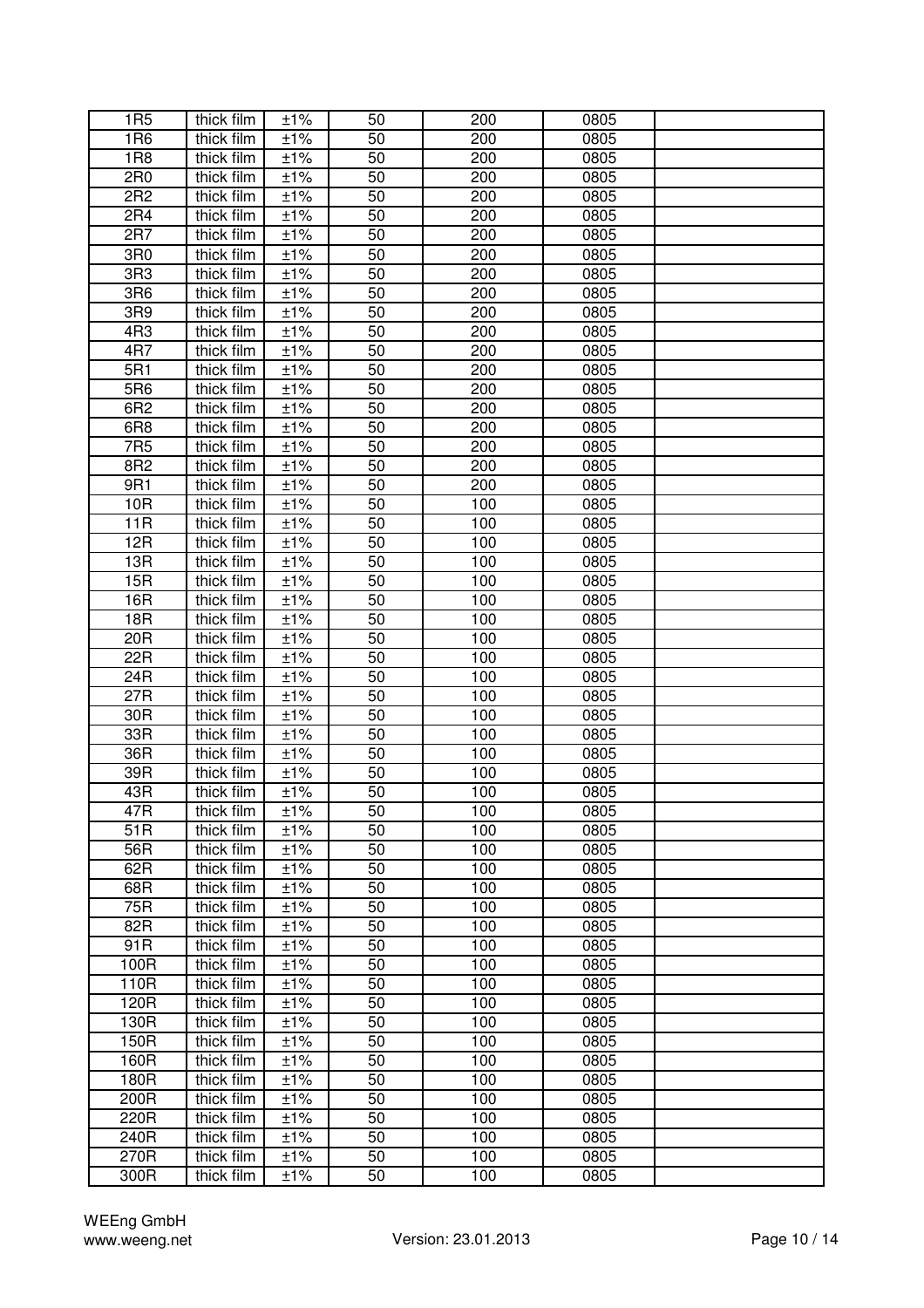| 1R5 | thick film | ±1% | 50 | 200 | 0805 | |
|---|---|---|---|---|---|---|
| 1R6 | thick film | ±1% | 50 | 200 | 0805 | |
| 1R8 | thick film | ±1% | 50 | 200 | 0805 | |
| 2R0 | thick film | ±1% | 50 | 200 | 0805 | |
| 2R2 | thick film | ±1% | 50 | 200 | 0805 | |
| 2R4 | thick film | ±1% | 50 | 200 | 0805 | |
| 2R7 | thick film | ±1% | 50 | 200 | 0805 | |
| 3R0 | thick film | ±1% | 50 | 200 | 0805 | |
| 3R3 | thick film | ±1% | 50 | 200 | 0805 | |
| 3R6 | thick film | ±1% | 50 | 200 | 0805 | |
| 3R9 | thick film | ±1% | 50 | 200 | 0805 | |
| 4R3 | thick film | ±1% | 50 | 200 | 0805 | |
| 4R7 | thick film | ±1% | 50 | 200 | 0805 | |
| 5R1 | thick film | ±1% | 50 | 200 | 0805 | |
| 5R6 | thick film | ±1% | 50 | 200 | 0805 | |
| 6R2 | thick film | ±1% | 50 | 200 | 0805 | |
| 6R8 | thick film | ±1% | 50 | 200 | 0805 | |
| 7R5 | thick film | ±1% | 50 | 200 | 0805 | |
| 8R2 | thick film | ±1% | 50 | 200 | 0805 | |
| 9R1 | thick film | ±1% | 50 | 200 | 0805 | |
| 10R | thick film | ±1% | 50 | 100 | 0805 | |
| 11R | thick film | ±1% | 50 | 100 | 0805 | |
| 12R | thick film | ±1% | 50 | 100 | 0805 | |
| 13R | thick film | ±1% | 50 | 100 | 0805 | |
| 15R | thick film | ±1% | 50 | 100 | 0805 | |
| 16R | thick film | ±1% | 50 | 100 | 0805 | |
| 18R | thick film | ±1% | 50 | 100 | 0805 | |
| 20R | thick film | ±1% | 50 | 100 | 0805 | |
| 22R | thick film | ±1% | 50 | 100 | 0805 | |
| 24R | thick film | ±1% | 50 | 100 | 0805 | |
| 27R | thick film | ±1% | 50 | 100 | 0805 | |
| 30R | thick film | ±1% | 50 | 100 | 0805 | |
| 33R | thick film | ±1% | 50 | 100 | 0805 | |
| 36R | thick film | ±1% | 50 | 100 | 0805 | |
| 39R | thick film | ±1% | 50 | 100 | 0805 | |
| 43R | thick film | ±1% | 50 | 100 | 0805 | |
| 47R | thick film | ±1% | 50 | 100 | 0805 | |
| 51R | thick film | ±1% | 50 | 100 | 0805 | |
| 56R | thick film | ±1% | 50 | 100 | 0805 | |
| 62R | thick film | ±1% | 50 | 100 | 0805 | |
| 68R | thick film | ±1% | 50 | 100 | 0805 | |
| 75R | thick film | ±1% | 50 | 100 | 0805 | |
| 82R | thick film | ±1% | 50 | 100 | 0805 | |
| 91R | thick film | ±1% | 50 | 100 | 0805 | |
| 100R | thick film | ±1% | 50 | 100 | 0805 | |
| 110R | thick film | ±1% | 50 | 100 | 0805 | |
| 120R | thick film | ±1% | 50 | 100 | 0805 | |
| 130R | thick film | ±1% | 50 | 100 | 0805 | |
| 150R | thick film | ±1% | 50 | 100 | 0805 | |
| 160R | thick film | ±1% | 50 | 100 | 0805 | |
| 180R | thick film | ±1% | 50 | 100 | 0805 | |
| 200R | thick film | ±1% | 50 | 100 | 0805 | |
| 220R | thick film | ±1% | 50 | 100 | 0805 | |
| 240R | thick film | ±1% | 50 | 100 | 0805 | |
| 270R | thick film | ±1% | 50 | 100 | 0805 | |
| 300R | thick film | ±1% | 50 | 100 | 0805 | |

WEEng GmbH
www.weeng.net
Version: 23.01.2013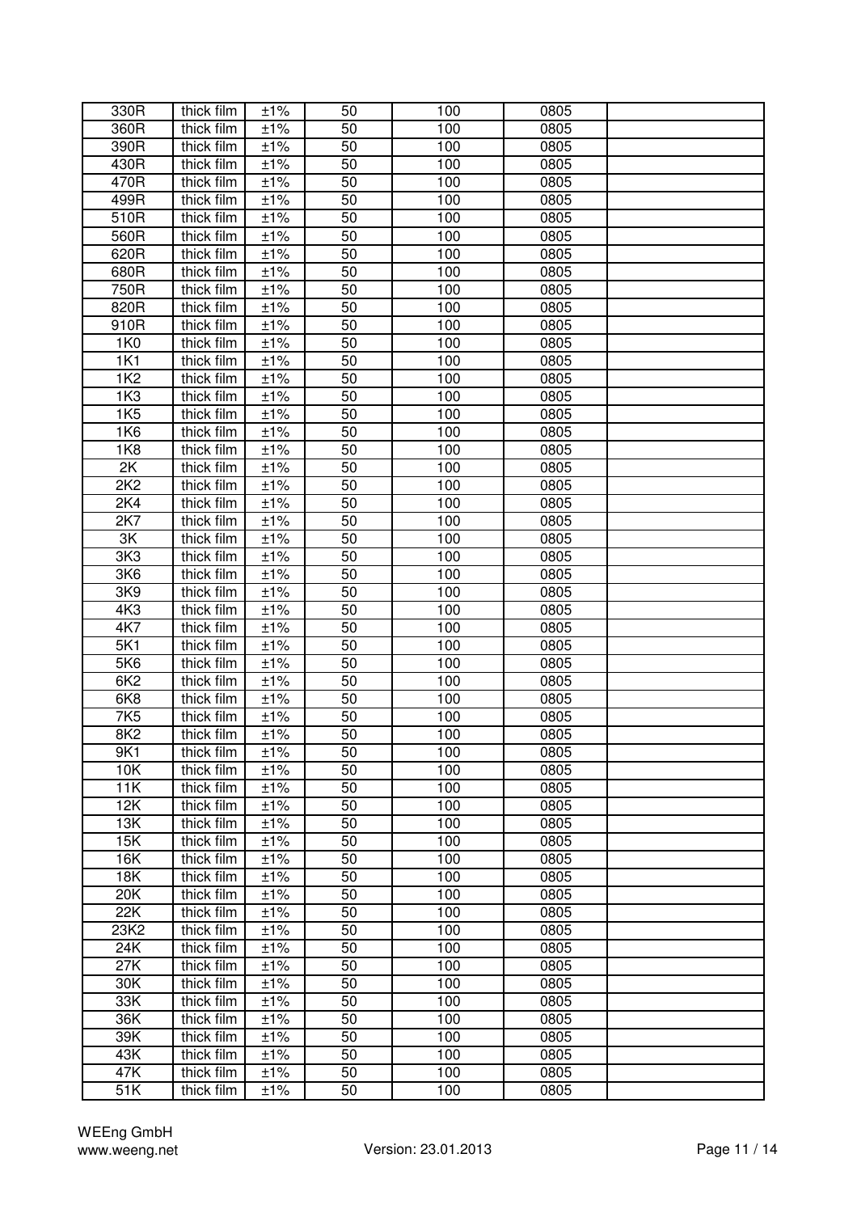| 330R | thick film | ±1% | 50 | 100 | 0805 | |
|---|---|---|---|---|---|---|
| 360R | thick film | ±1% | 50 | 100 | 0805 | |
| 390R | thick film | ±1% | 50 | 100 | 0805 | |
| 430R | thick film | ±1% | 50 | 100 | 0805 | |
| 470R | thick film | ±1% | 50 | 100 | 0805 | |
| 499R | thick film | ±1% | 50 | 100 | 0805 | |
| 510R | thick film | ±1% | 50 | 100 | 0805 | |
| 560R | thick film | ±1% | 50 | 100 | 0805 | |
| 620R | thick film | ±1% | 50 | 100 | 0805 | |
| 680R | thick film | ±1% | 50 | 100 | 0805 | |
| 750R | thick film | ±1% | 50 | 100 | 0805 | |
| 820R | thick film | ±1% | 50 | 100 | 0805 | |
| 910R | thick film | ±1% | 50 | 100 | 0805 | |
| 1K0 | thick film | ±1% | 50 | 100 | 0805 | |
| 1K1 | thick film | ±1% | 50 | 100 | 0805 | |
| 1K2 | thick film | ±1% | 50 | 100 | 0805 | |
| 1K3 | thick film | ±1% | 50 | 100 | 0805 | |
| 1K5 | thick film | ±1% | 50 | 100 | 0805 | |
| 1K6 | thick film | ±1% | 50 | 100 | 0805 | |
| 1K8 | thick film | ±1% | 50 | 100 | 0805 | |
| 2K | thick film | ±1% | 50 | 100 | 0805 | |
| 2K2 | thick film | ±1% | 50 | 100 | 0805 | |
| 2K4 | thick film | ±1% | 50 | 100 | 0805 | |
| 2K7 | thick film | ±1% | 50 | 100 | 0805 | |
| 3K | thick film | ±1% | 50 | 100 | 0805 | |
| 3K3 | thick film | ±1% | 50 | 100 | 0805 | |
| 3K6 | thick film | ±1% | 50 | 100 | 0805 | |
| 3K9 | thick film | ±1% | 50 | 100 | 0805 | |
| 4K3 | thick film | ±1% | 50 | 100 | 0805 | |
| 4K7 | thick film | ±1% | 50 | 100 | 0805 | |
| 5K1 | thick film | ±1% | 50 | 100 | 0805 | |
| 5K6 | thick film | ±1% | 50 | 100 | 0805 | |
| 6K2 | thick film | ±1% | 50 | 100 | 0805 | |
| 6K8 | thick film | ±1% | 50 | 100 | 0805 | |
| 7K5 | thick film | ±1% | 50 | 100 | 0805 | |
| 8K2 | thick film | ±1% | 50 | 100 | 0805 | |
| 9K1 | thick film | ±1% | 50 | 100 | 0805 | |
| 10K | thick film | ±1% | 50 | 100 | 0805 | |
| 11K | thick film | ±1% | 50 | 100 | 0805 | |
| 12K | thick film | ±1% | 50 | 100 | 0805 | |
| 13K | thick film | ±1% | 50 | 100 | 0805 | |
| 15K | thick film | ±1% | 50 | 100 | 0805 | |
| 16K | thick film | ±1% | 50 | 100 | 0805 | |
| 18K | thick film | ±1% | 50 | 100 | 0805 | |
| 20K | thick film | ±1% | 50 | 100 | 0805 | |
| 22K | thick film | ±1% | 50 | 100 | 0805 | |
| 23K2 | thick film | ±1% | 50 | 100 | 0805 | |
| 24K | thick film | ±1% | 50 | 100 | 0805 | |
| 27K | thick film | ±1% | 50 | 100 | 0805 | |
| 30K | thick film | ±1% | 50 | 100 | 0805 | |
| 33K | thick film | ±1% | 50 | 100 | 0805 | |
| 36K | thick film | ±1% | 50 | 100 | 0805 | |
| 39K | thick film | ±1% | 50 | 100 | 0805 | |
| 43K | thick film | ±1% | 50 | 100 | 0805 | |
| 47K | thick film | ±1% | 50 | 100 | 0805 | |
| 51K | thick film | ±1% | 50 | 100 | 0805 | |

WEEng GmbH
www.weeng.net
Version: 23.01.2013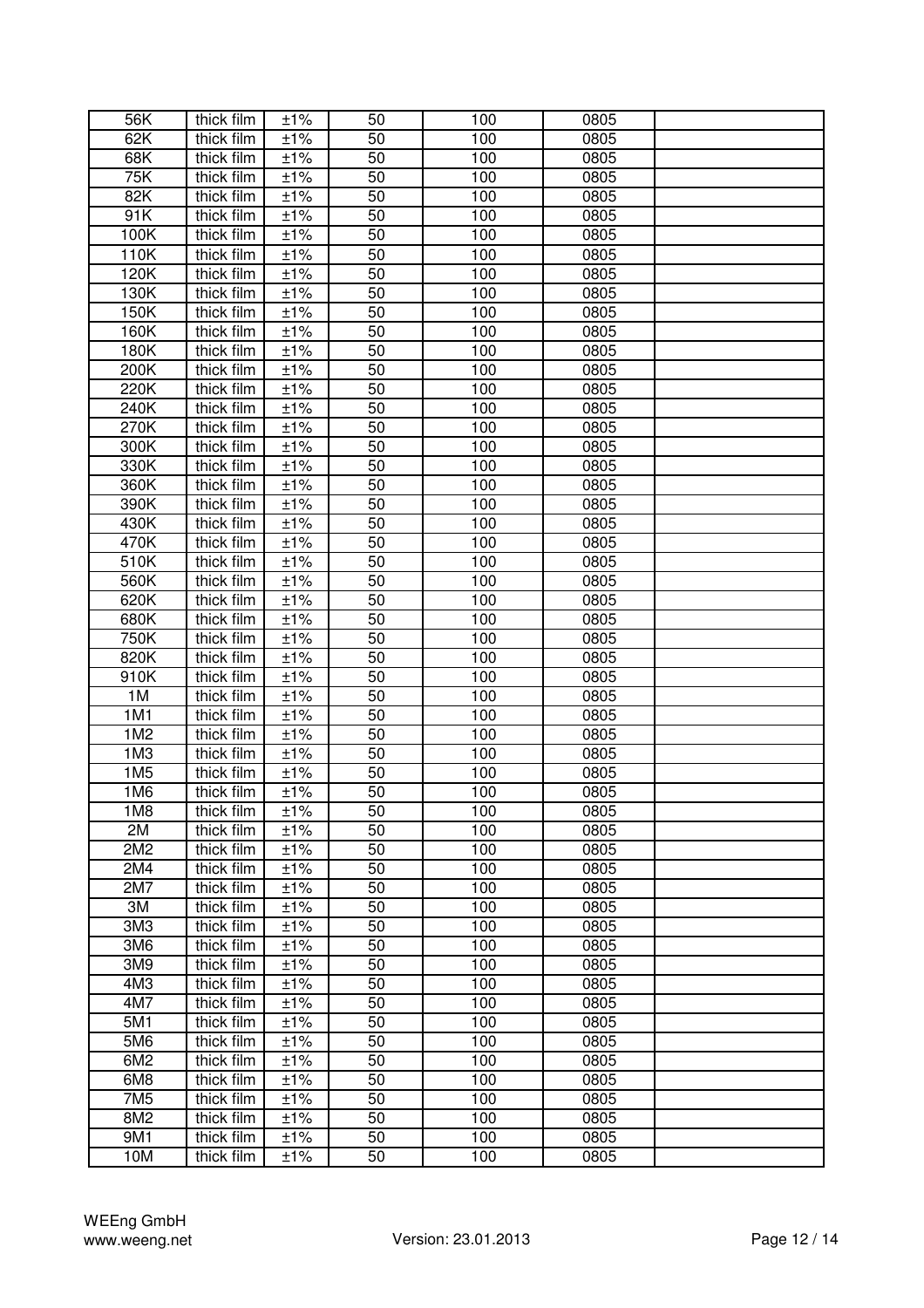| 56K | thick film | ±1% | 50 | 100 | 0805 | |
|---|---|---|---|---|---|---|
| 62K | thick film | ±1% | 50 | 100 | 0805 | |
| 68K | thick film | ±1% | 50 | 100 | 0805 | |
| 75K | thick film | ±1% | 50 | 100 | 0805 | |
| 82K | thick film | ±1% | 50 | 100 | 0805 | |
| 91K | thick film | ±1% | 50 | 100 | 0805 | |
| 100K | thick film | ±1% | 50 | 100 | 0805 | |
| 110K | thick film | ±1% | 50 | 100 | 0805 | |
| 120K | thick film | ±1% | 50 | 100 | 0805 | |
| 130K | thick film | ±1% | 50 | 100 | 0805 | |
| 150K | thick film | ±1% | 50 | 100 | 0805 | |
| 160K | thick film | ±1% | 50 | 100 | 0805 | |
| 180K | thick film | ±1% | 50 | 100 | 0805 | |
| 200K | thick film | ±1% | 50 | 100 | 0805 | |
| 220K | thick film | ±1% | 50 | 100 | 0805 | |
| 240K | thick film | ±1% | 50 | 100 | 0805 | |
| 270K | thick film | ±1% | 50 | 100 | 0805 | |
| 300K | thick film | ±1% | 50 | 100 | 0805 | |
| 330K | thick film | ±1% | 50 | 100 | 0805 | |
| 360K | thick film | ±1% | 50 | 100 | 0805 | |
| 390K | thick film | ±1% | 50 | 100 | 0805 | |
| 430K | thick film | ±1% | 50 | 100 | 0805 | |
| 470K | thick film | ±1% | 50 | 100 | 0805 | |
| 510K | thick film | ±1% | 50 | 100 | 0805 | |
| 560K | thick film | ±1% | 50 | 100 | 0805 | |
| 620K | thick film | ±1% | 50 | 100 | 0805 | |
| 680K | thick film | ±1% | 50 | 100 | 0805 | |
| 750K | thick film | ±1% | 50 | 100 | 0805 | |
| 820K | thick film | ±1% | 50 | 100 | 0805 | |
| 910K | thick film | ±1% | 50 | 100 | 0805 | |
| 1M | thick film | ±1% | 50 | 100 | 0805 | |
| 1M1 | thick film | ±1% | 50 | 100 | 0805 | |
| 1M2 | thick film | ±1% | 50 | 100 | 0805 | |
| 1M3 | thick film | ±1% | 50 | 100 | 0805 | |
| 1M5 | thick film | ±1% | 50 | 100 | 0805 | |
| 1M6 | thick film | ±1% | 50 | 100 | 0805 | |
| 1M8 | thick film | ±1% | 50 | 100 | 0805 | |
| 2M | thick film | ±1% | 50 | 100 | 0805 | |
| 2M2 | thick film | ±1% | 50 | 100 | 0805 | |
| 2M4 | thick film | ±1% | 50 | 100 | 0805 | |
| 2M7 | thick film | ±1% | 50 | 100 | 0805 | |
| 3M | thick film | ±1% | 50 | 100 | 0805 | |
| 3M3 | thick film | ±1% | 50 | 100 | 0805 | |
| 3M6 | thick film | ±1% | 50 | 100 | 0805 | |
| 3M9 | thick film | ±1% | 50 | 100 | 0805 | |
| 4M3 | thick film | ±1% | 50 | 100 | 0805 | |
| 4M7 | thick film | ±1% | 50 | 100 | 0805 | |
| 5M1 | thick film | ±1% | 50 | 100 | 0805 | |
| 5M6 | thick film | ±1% | 50 | 100 | 0805 | |
| 6M2 | thick film | ±1% | 50 | 100 | 0805 | |
| 6M8 | thick film | ±1% | 50 | 100 | 0805 | |
| 7M5 | thick film | ±1% | 50 | 100 | 0805 | |
| 8M2 | thick film | ±1% | 50 | 100 | 0805 | |
| 9M1 | thick film | ±1% | 50 | 100 | 0805 | |
| 10M | thick film | ±1% | 50 | 100 | 0805 | |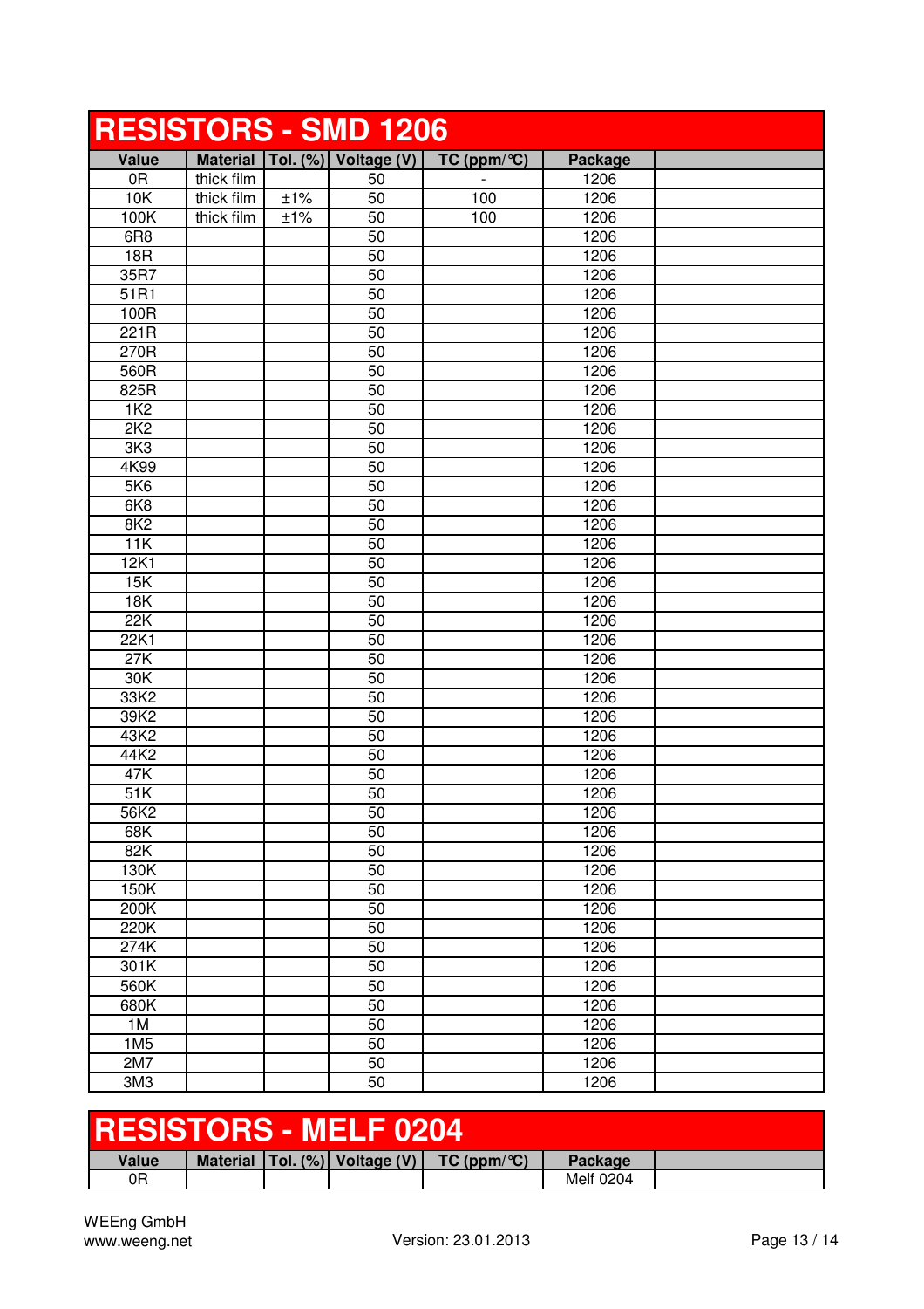# RESISTORS - SMD 1206

| Value | Material | Tol. (%) | Voltage (V) | TC (ppm/°C) | Package | |
|---|---|---|---|---|---|---|
| 0R | thick film | | 50 | - | 1206 | |
| 10K | thick film | ±1% | 50 | 100 | 1206 | |
| 100K | thick film | ±1% | 50 | 100 | 1206 | |
| 6R8 | | | 50 | | 1206 | |
| 18R | | | 50 | | 1206 | |
| 35R7 | | | 50 | | 1206 | |
| 51R1 | | | 50 | | 1206 | |
| 100R | | | 50 | | 1206 | |
| 221R | | | 50 | | 1206 | |
| 270R | | | 50 | | 1206 | |
| 560R | | | 50 | | 1206 | |
| 825R | | | 50 | | 1206 | |
| 1K2 | | | 50 | | 1206 | |
| 2K2 | | | 50 | | 1206 | |
| 3K3 | | | 50 | | 1206 | |
| 4K99 | | | 50 | | 1206 | |
| 5K6 | | | 50 | | 1206 | |
| 6K8 | | | 50 | | 1206 | |
| 8K2 | | | 50 | | 1206 | |
| 11K | | | 50 | | 1206 | |
| 12K1 | | | 50 | | 1206 | |
| 15K | | | 50 | | 1206 | |
| 18K | | | 50 | | 1206 | |
| 22K | | | 50 | | 1206 | |
| 22K1 | | | 50 | | 1206 | |
| 27K | | | 50 | | 1206 | |
| 30K | | | 50 | | 1206 | |
| 33K2 | | | 50 | | 1206 | |
| 39K2 | | | 50 | | 1206 | |
| 43K2 | | | 50 | | 1206 | |
| 44K2 | | | 50 | | 1206 | |
| 47K | | | 50 | | 1206 | |
| 51K | | | 50 | | 1206 | |
| 56K2 | | | 50 | | 1206 | |
| 68K | | | 50 | | 1206 | |
| 82K | | | 50 | | 1206 | |
| 130K | | | 50 | | 1206 | |
| 150K | | | 50 | | 1206 | |
| 200K | | | 50 | | 1206 | |
| 220K | | | 50 | | 1206 | |
| 274K | | | 50 | | 1206 | |
| 301K | | | 50 | | 1206 | |
| 560K | | | 50 | | 1206 | |
| 680K | | | 50 | | 1206 | |
| 1M | | | 50 | | 1206 | |
| 1M5 | | | 50 | | 1206 | |
| 2M7 | | | 50 | | 1206 | |
| 3M3 | | | 50 | | 1206 | |

# RESISTORS - MELF 0204

| Value | Material | Tol. (%) | Voltage (V) | TC (ppm/°C) | Package | |
|---|---|---|---|---|---|---|
| 0R | | | | | Melf 0204 | |

WEEng GmbH
www.weeng.net

Version: 23.01.2013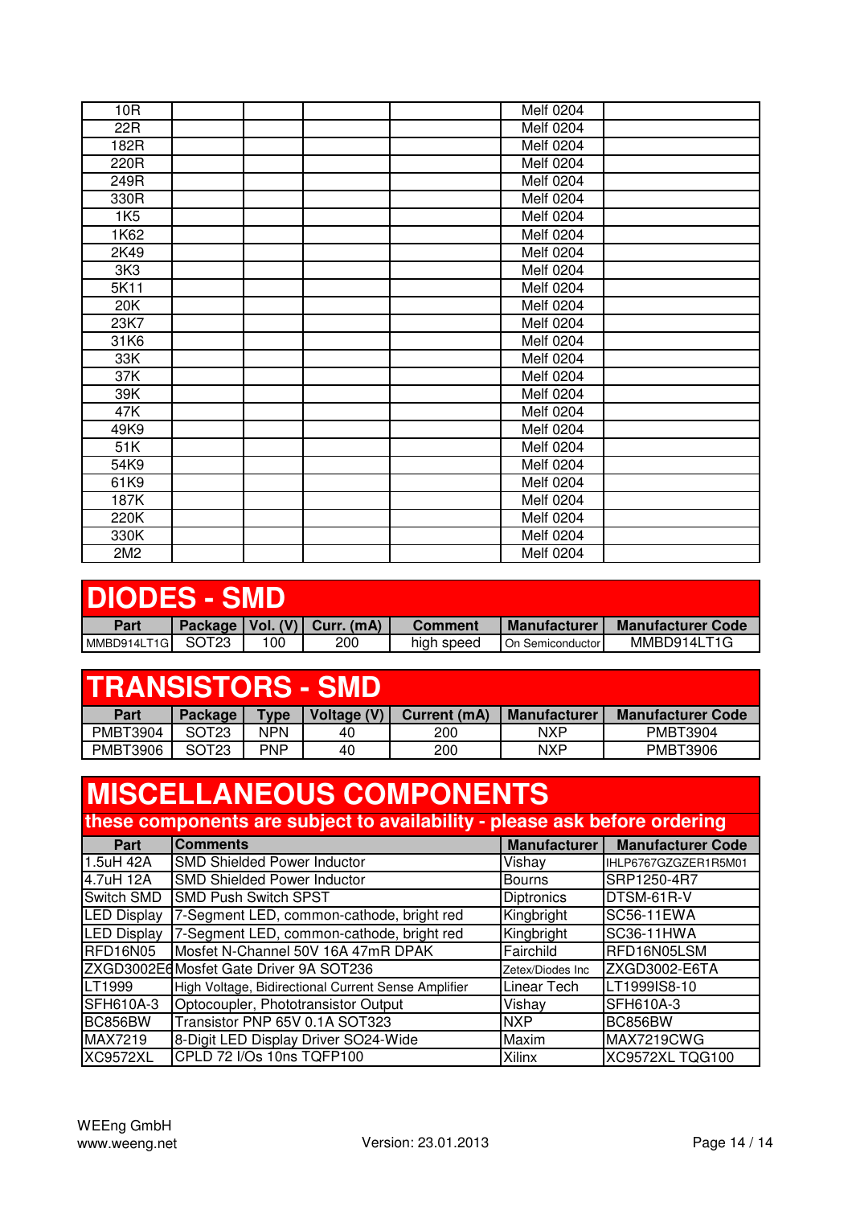| | | | | | | |
|---|---|---|---|---|---|---|
| 10R | | | | | Melf 0204 | |
| 22R | | | | | Melf 0204 | |
| 182R | | | | | Melf 0204 | |
| 220R | | | | | Melf 0204 | |
| 249R | | | | | Melf 0204 | |
| 330R | | | | | Melf 0204 | |
| 1K5 | | | | | Melf 0204 | |
| 1K62 | | | | | Melf 0204 | |
| 2K49 | | | | | Melf 0204 | |
| 3K3 | | | | | Melf 0204 | |
| 5K11 | | | | | Melf 0204 | |
| 20K | | | | | Melf 0204 | |
| 23K7 | | | | | Melf 0204 | |
| 31K6 | | | | | Melf 0204 | |
| 33K | | | | | Melf 0204 | |
| 37K | | | | | Melf 0204 | |
| 39K | | | | | Melf 0204 | |
| 47K | | | | | Melf 0204 | |
| 49K9 | | | | | Melf 0204 | |
| 51K | | | | | Melf 0204 | |
| 54K9 | | | | | Melf 0204 | |
| 61K9 | | | | | Melf 0204 | |
| 187K | | | | | Melf 0204 | |
| 220K | | | | | Melf 0204 | |
| 330K | | | | | Melf 0204 | |
| 2M2 | | | | | Melf 0204 | |

# DIODES - SMD

| Part | Package | Vol. (V) | Curr. (mA) | Comment | Manufacturer | Manufacturer Code |
|---|---|---|---|---|---|---|
| MMBD914LT1G | SOT23 | 100 | 200 | high speed | On Semiconductor | MMBD914LT1G |

# TRANSISTORS - SMD

| Part | Package | Type | Voltage (V) | Current (mA) | Manufacturer | Manufacturer Code |
|---|---|---|---|---|---|---|
| PMBT3904 | SOT23 | NPN | 40 | 200 | NXP | PMBT3904 |
| PMBT3906 | SOT23 | PNP | 40 | 200 | NXP | PMBT3906 |

# MISCELLANEOUS COMPONENTS

**these components are subject to availability - please ask before ordering**

| Part | Comments | Manufacturer | Manufacturer Code |
|---|---|---|---|
| 1.5uH 42A | SMD Shielded Power Inductor | Vishay | IHLP6767GZGZER1R5M01 |
| 4.7uH 12A | SMD Shielded Power Inductor | Bourns | SRP1250-4R7 |
| Switch SMD | SMD Push Switch SPST | Diptronics | DTSM-61R-V |
| LED Display | 7-Segment LED, common-cathode, bright red | Kingbright | SC56-11EWA |
| LED Display | 7-Segment LED, common-cathode, bright red | Kingbright | SC36-11HWA |
| RFD16N05 | Mosfet N-Channel 50V 16A 47mR DPAK | Fairchild | RFD16N05LSM |
| ZXGD3002E6 | Mosfet Gate Driver 9A SOT236 | Zetex/Diodes Inc | ZXGD3002-E6TA |
| LT1999 | High Voltage, Bidirectional Current Sense Amplifier | Linear Tech | LT1999IS8-10 |
| SFH610A-3 | Optocoupler, Phototransistor Output | Vishay | SFH610A-3 |
| BC856BW | Transistor PNP 65V 0.1A SOT323 | NXP | BC856BW |
| MAX7219 | 8-Digit LED Display Driver SO24-Wide | Maxim | MAX7219CWG |
| XC9572XL | CPLD 72 I/Os 10ns TQFP100 | Xilinx | XC9572XL TQG100 |

WEEng GmbH
www.weeng.net

Version: 23.01.2013